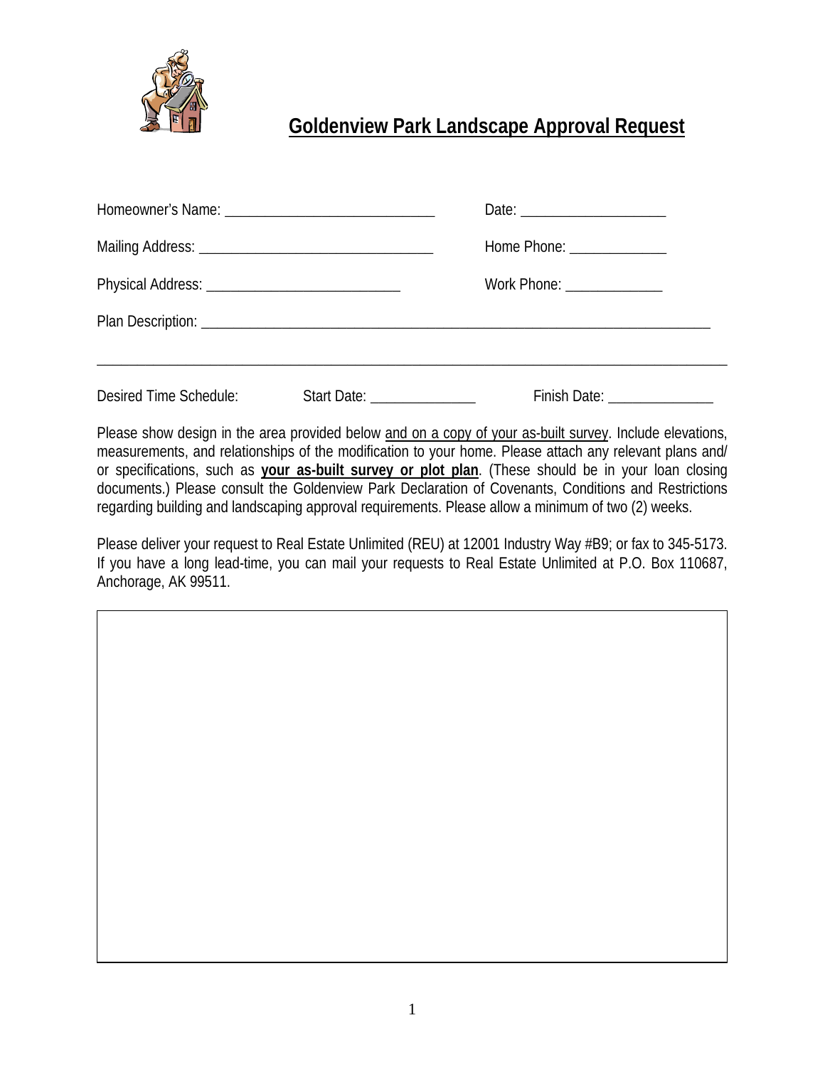# Goldenview Park Landscape Approval Request

Homeowner's Name: ______________________________ Date: ____________________

Mailing Address: _________________________________ Home Phone: _____________

Physical Address: ____________________________ Work Phone: _____________

Plan Description: ___________________________________________________________________________

_____________________________________________________________________________________________

Desired Time Schedule: Start Date: _______________ Finish Date: _______________

Please show design in the area provided below and on a copy of your as-built survey. Include elevations, measurements, and relationships of the modification to your home. Please attach any relevant plans and/ or specifications, such as **your as-built survey or plot plan**. (These should be in your loan closing documents.) Please consult the Goldenview Park Declaration of Covenants, Conditions and Restrictions regarding building and landscaping approval requirements. Please allow a minimum of two (2) weeks.

Please deliver your request to Real Estate Unlimited (REU) at 12001 Industry Way #B9; or fax to 345-5173. If you have a long lead-time, you can mail your requests to Real Estate Unlimited at P.O. Box 110687, Anchorage, AK 99511.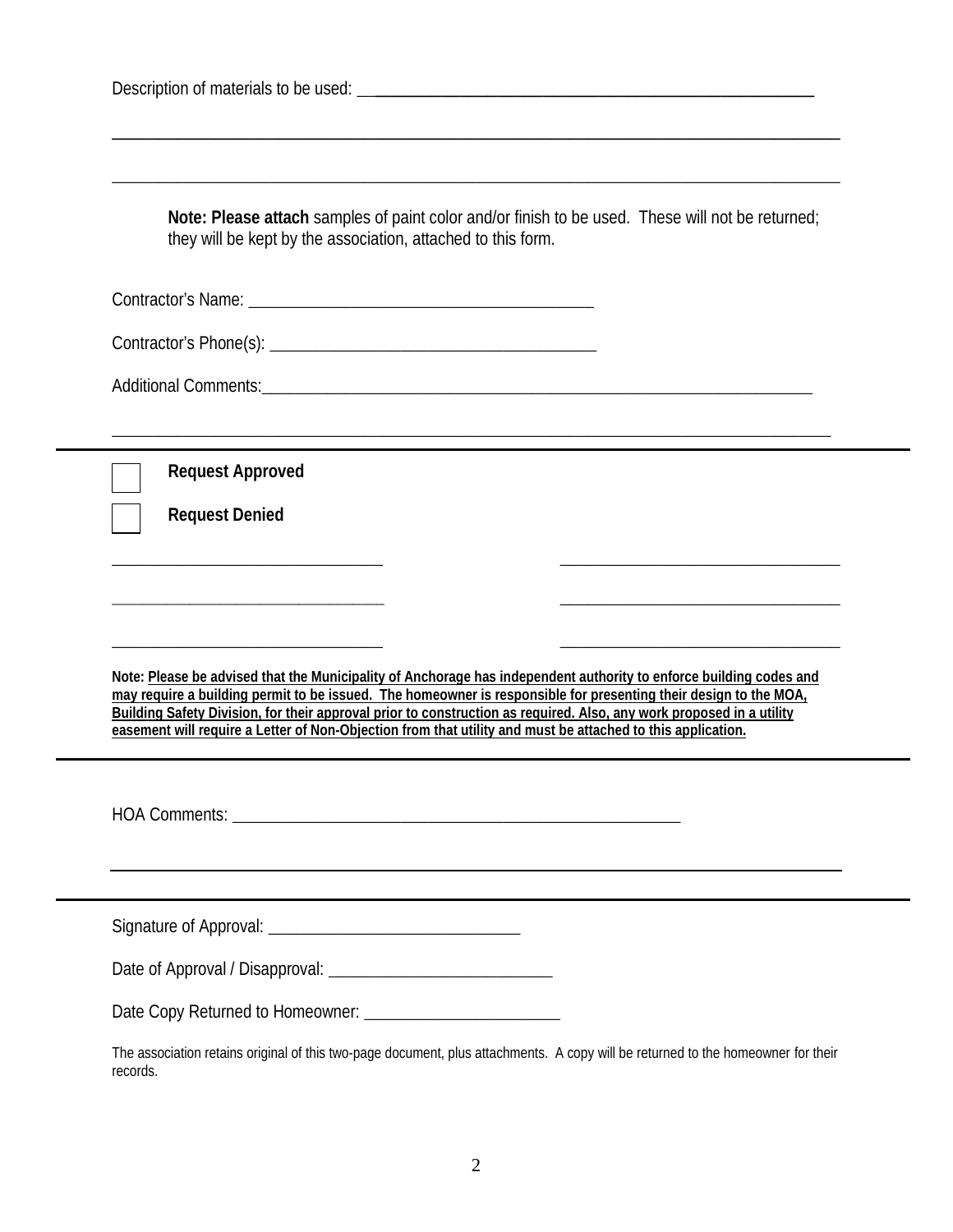Description of materials to be used: ______________________________________________________

______________________________________________________________________________

______________________________________________________________________________

**Note: Please attach** samples of paint color and/or finish to be used. These will not be returned; they will be kept by the association, attached to this form.

Contractor's Name: ________________________________________

Contractor's Phone(s): ______________________________________

Additional Comments:_________________________________________________________________

______________________________________________________________________________

---

☐ **Request Approved**

☐ **Request Denied**

________________________________ ________________________________

________________________________ ________________________________

________________________________ ________________________________

**Note: Please be advised that the Municipality of Anchorage has independent authority to enforce building codes and may require a building permit to be issued. The homeowner is responsible for presenting their design to the MOA, Building Safety Division, for their approval prior to construction as required. Also, any work proposed in a utility easement will require a Letter of Non-Objection from that utility and must be attached to this application.**

---

HOA Comments: _____________________________________________________

______________________________________________________________________________

---

Signature of Approval: ______________________________

Date of Approval / Disapproval: __________________________

Date Copy Returned to Homeowner: _______________________

The association retains original of this two-page document, plus attachments. A copy will be returned to the homeowner for their records.